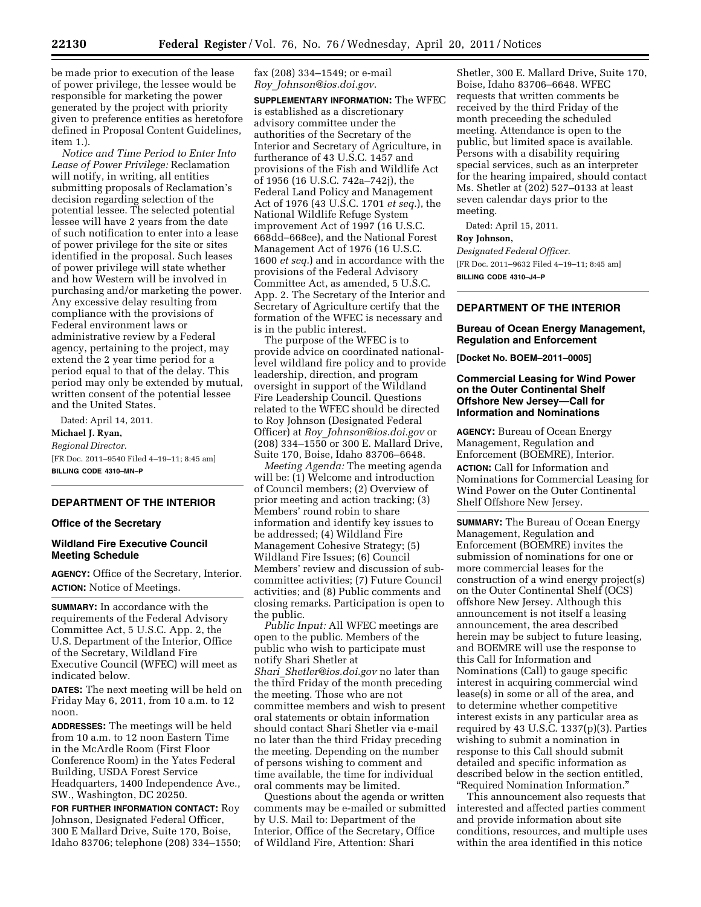be made prior to execution of the lease of power privilege, the lessee would be responsible for marketing the power generated by the project with priority given to preference entities as heretofore defined in Proposal Content Guidelines, item 1.).

*Notice and Time Period to Enter Into Lease of Power Privilege:* Reclamation will notify, in writing, all entities submitting proposals of Reclamation's decision regarding selection of the potential lessee. The selected potential lessee will have 2 years from the date of such notification to enter into a lease of power privilege for the site or sites identified in the proposal. Such leases of power privilege will state whether and how Western will be involved in purchasing and/or marketing the power. Any excessive delay resulting from compliance with the provisions of Federal environment laws or administrative review by a Federal agency, pertaining to the project, may extend the 2 year time period for a period equal to that of the delay. This period may only be extended by mutual, written consent of the potential lessee and the United States.

Dated: April 14, 2011.

**Michael J. Ryan,**

*Regional Director.*

[FR Doc. 2011–9540 Filed 4–19–11; 8:45 am]

**BILLING CODE 4310–MN–P**

## DEPARTMENT OF THE INTERIOR

### Office of the Secretary

### Wildland Fire Executive Council Meeting Schedule

**AGENCY:** Office of the Secretary, Interior.

**ACTION:** Notice of Meetings.

**SUMMARY:** In accordance with the requirements of the Federal Advisory Committee Act, 5 U.S.C. App. 2, the U.S. Department of the Interior, Office of the Secretary, Wildland Fire Executive Council (WFEC) will meet as indicated below.

**DATES:** The next meeting will be held on Friday May 6, 2011, from 10 a.m. to 12 noon.

**ADDRESSES:** The meetings will be held from 10 a.m. to 12 noon Eastern Time in the McArdle Room (First Floor Conference Room) in the Yates Federal Building, USDA Forest Service Headquarters, 1400 Independence Ave., SW., Washington, DC 20250.

**FOR FURTHER INFORMATION CONTACT:** Roy Johnson, Designated Federal Officer, 300 E Mallard Drive, Suite 170, Boise, Idaho 83706; telephone (208) 334–1550; fax (208) 334–1549; or e-mail *Roy_Johnson@ios.doi.gov*.

**SUPPLEMENTARY INFORMATION:** The WFEC is established as a discretionary advisory committee under the authorities of the Secretary of the Interior and Secretary of Agriculture, in furtherance of 43 U.S.C. 1457 and provisions of the Fish and Wildlife Act of 1956 (16 U.S.C. 742a–742j), the Federal Land Policy and Management Act of 1976 (43 U.S.C. 1701 *et seq.*), the National Wildlife Refuge System improvement Act of 1997 (16 U.S.C. 668dd–668ee), and the National Forest Management Act of 1976 (16 U.S.C. 1600 *et seq.*) and in accordance with the provisions of the Federal Advisory Committee Act, as amended, 5 U.S.C. App. 2. The Secretary of the Interior and Secretary of Agriculture certify that the formation of the WFEC is necessary and is in the public interest.

The purpose of the WFEC is to provide advice on coordinated national-level wildland fire policy and to provide leadership, direction, and program oversight in support of the Wildland Fire Leadership Council. Questions related to the WFEC should be directed to Roy Johnson (Designated Federal Officer) at *Roy_Johnson@ios.doi.gov* or (208) 334–1550 or 300 E. Mallard Drive, Suite 170, Boise, Idaho 83706–6648.

*Meeting Agenda:* The meeting agenda will be: (1) Welcome and introduction of Council members; (2) Overview of prior meeting and action tracking; (3) Members' round robin to share information and identify key issues to be addressed; (4) Wildland Fire Management Cohesive Strategy; (5) Wildland Fire Issues; (6) Council Members' review and discussion of sub-committee activities; (7) Future Council activities; and (8) Public comments and closing remarks. Participation is open to the public.

*Public Input:* All WFEC meetings are open to the public. Members of the public who wish to participate must notify Shari Shetler at *Shari_Shetler@ios.doi.gov* no later than the third Friday of the month preceding the meeting. Those who are not committee members and wish to present oral statements or obtain information should contact Shari Shetler via e-mail no later than the third Friday preceding the meeting. Depending on the number of persons wishing to comment and time available, the time for individual oral comments may be limited.

Questions about the agenda or written comments may be e-mailed or submitted by U.S. Mail to: Department of the Interior, Office of the Secretary, Office of Wildland Fire, Attention: Shari Shetler, 300 E. Mallard Drive, Suite 170, Boise, Idaho 83706–6648. WFEC requests that written comments be received by the third Friday of the month preceeding the scheduled meeting. Attendance is open to the public, but limited space is available. Persons with a disability requiring special services, such as an interpreter for the hearing impaired, should contact Ms. Shetler at (202) 527–0133 at least seven calendar days prior to the meeting.

Dated: April 15, 2011.

**Roy Johnson,**

*Designated Federal Officer.*

[FR Doc. 2011–9632 Filed 4–19–11; 8:45 am]

**BILLING CODE 4310–J4–P**

## DEPARTMENT OF THE INTERIOR

### Bureau of Ocean Energy Management, Regulation and Enforcement

**[Docket No. BOEM–2011–0005]**

### Commercial Leasing for Wind Power on the Outer Continental Shelf Offshore New Jersey—Call for Information and Nominations

**AGENCY:** Bureau of Ocean Energy Management, Regulation and Enforcement (BOEMRE), Interior.

**ACTION:** Call for Information and Nominations for Commercial Leasing for Wind Power on the Outer Continental Shelf Offshore New Jersey.

**SUMMARY:** The Bureau of Ocean Energy Management, Regulation and Enforcement (BOEMRE) invites the submission of nominations for one or more commercial leases for the construction of a wind energy project(s) on the Outer Continental Shelf (OCS) offshore New Jersey. Although this announcement is not itself a leasing announcement, the area described herein may be subject to future leasing, and BOEMRE will use the response to this Call for Information and Nominations (Call) to gauge specific interest in acquiring commercial wind lease(s) in some or all of the area, and to determine whether competitive interest exists in any particular area as required by 43 U.S.C. 1337(p)(3). Parties wishing to submit a nomination in response to this Call should submit detailed and specific information as described below in the section entitled, "Required Nomination Information."

This announcement also requests that interested and affected parties comment and provide information about site conditions, resources, and multiple uses within the area identified in this notice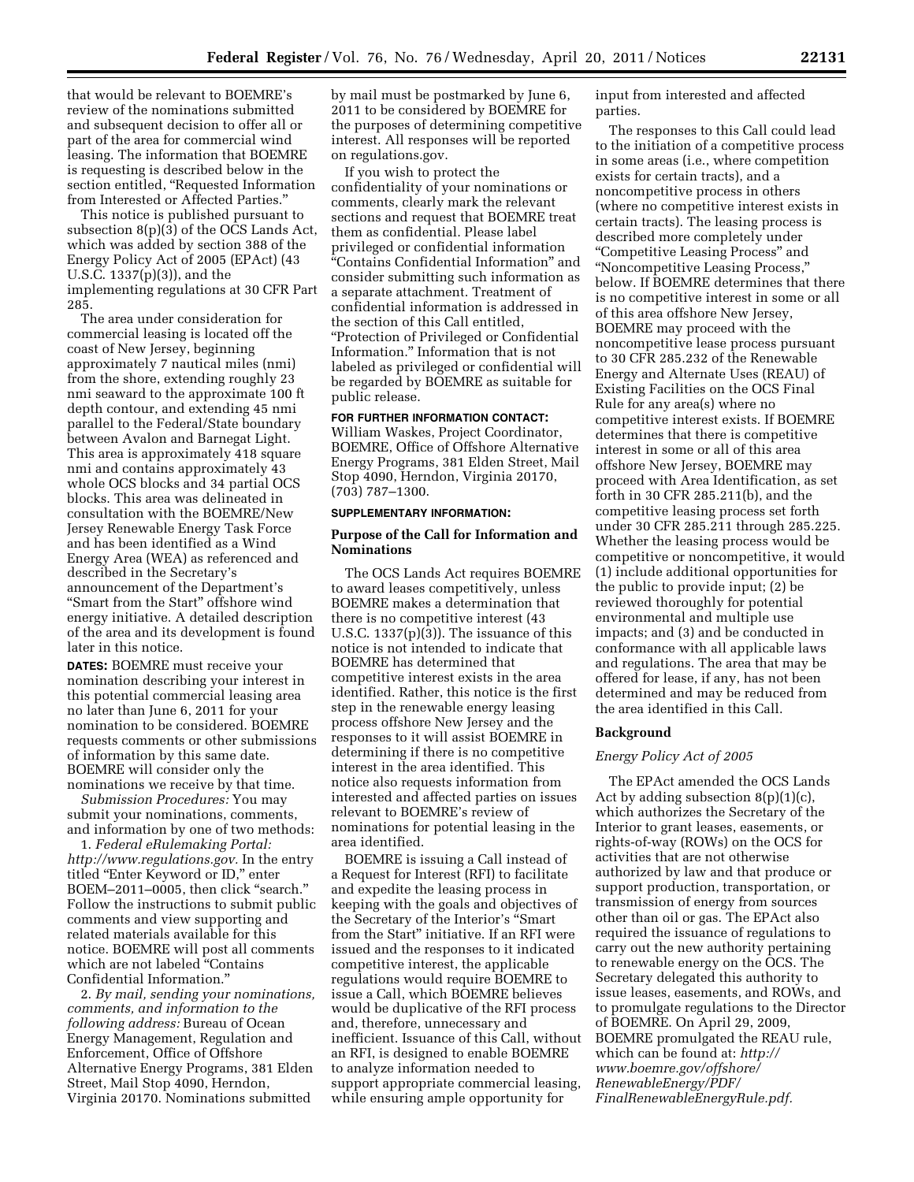that would be relevant to BOEMRE's review of the nominations submitted and subsequent decision to offer all or part of the area for commercial wind leasing. The information that BOEMRE is requesting is described below in the section entitled, "Requested Information from Interested or Affected Parties."

This notice is published pursuant to subsection 8(p)(3) of the OCS Lands Act, which was added by section 388 of the Energy Policy Act of 2005 (EPAct) (43 U.S.C. 1337(p)(3)), and the implementing regulations at 30 CFR Part 285.

The area under consideration for commercial leasing is located off the coast of New Jersey, beginning approximately 7 nautical miles (nmi) from the shore, extending roughly 23 nmi seaward to the approximate 100 ft depth contour, and extending 45 nmi parallel to the Federal/State boundary between Avalon and Barnegat Light. This area is approximately 418 square nmi and contains approximately 43 whole OCS blocks and 34 partial OCS blocks. This area was delineated in consultation with the BOEMRE/New Jersey Renewable Energy Task Force and has been identified as a Wind Energy Area (WEA) as referenced and described in the Secretary's announcement of the Department's "Smart from the Start" offshore wind energy initiative. A detailed description of the area and its development is found later in this notice.

**DATES:** BOEMRE must receive your nomination describing your interest in this potential commercial leasing area no later than June 6, 2011 for your nomination to be considered. BOEMRE requests comments or other submissions of information by this same date. BOEMRE will consider only the nominations we receive by that time.

*Submission Procedures:* You may submit your nominations, comments, and information by one of two methods:

1. *Federal eRulemaking Portal: http://www.regulations.gov.* In the entry titled "Enter Keyword or ID," enter BOEM–2011–0005, then click "search." Follow the instructions to submit public comments and view supporting and related materials available for this notice. BOEMRE will post all comments which are not labeled "Contains Confidential Information."

2. *By mail, sending your nominations, comments, and information to the following address:* Bureau of Ocean Energy Management, Regulation and Enforcement, Office of Offshore Alternative Energy Programs, 381 Elden Street, Mail Stop 4090, Herndon, Virginia 20170. Nominations submitted by mail must be postmarked by June 6, 2011 to be considered by BOEMRE for the purposes of determining competitive interest. All responses will be reported on regulations.gov.

If you wish to protect the confidentiality of your nominations or comments, clearly mark the relevant sections and request that BOEMRE treat them as confidential. Please label privileged or confidential information "Contains Confidential Information" and consider submitting such information as a separate attachment. Treatment of confidential information is addressed in the section of this Call entitled, "Protection of Privileged or Confidential Information." Information that is not labeled as privileged or confidential will be regarded by BOEMRE as suitable for public release.

**FOR FURTHER INFORMATION CONTACT:** William Waskes, Project Coordinator, BOEMRE, Office of Offshore Alternative Energy Programs, 381 Elden Street, Mail Stop 4090, Herndon, Virginia 20170, (703) 787–1300.

**SUPPLEMENTARY INFORMATION:**

## Purpose of the Call for Information and Nominations

The OCS Lands Act requires BOEMRE to award leases competitively, unless BOEMRE makes a determination that there is no competitive interest (43 U.S.C. 1337(p)(3)). The issuance of this notice is not intended to indicate that BOEMRE has determined that competitive interest exists in the area identified. Rather, this notice is the first step in the renewable energy leasing process offshore New Jersey and the responses to it will assist BOEMRE in determining if there is no competitive interest in the area identified. This notice also requests information from interested and affected parties on issues relevant to BOEMRE's review of nominations for potential leasing in the area identified.

BOEMRE is issuing a Call instead of a Request for Interest (RFI) to facilitate and expedite the leasing process in keeping with the goals and objectives of the Secretary of the Interior's "Smart from the Start" initiative. If an RFI were issued and the responses to it indicated competitive interest, the applicable regulations would require BOEMRE to issue a Call, which BOEMRE believes would be duplicative of the RFI process and, therefore, unnecessary and inefficient. Issuance of this Call, without an RFI, is designed to enable BOEMRE to analyze information needed to support appropriate commercial leasing, while ensuring ample opportunity for input from interested and affected parties.

The responses to this Call could lead to the initiation of a competitive process in some areas (i.e., where competition exists for certain tracts), and a noncompetitive process in others (where no competitive interest exists in certain tracts). The leasing process is described more completely under "Competitive Leasing Process" and "Noncompetitive Leasing Process," below. If BOEMRE determines that there is no competitive interest in some or all of this area offshore New Jersey, BOEMRE may proceed with the noncompetitive lease process pursuant to 30 CFR 285.232 of the Renewable Energy and Alternate Uses (REAU) of Existing Facilities on the OCS Final Rule for any area(s) where no competitive interest exists. If BOEMRE determines that there is competitive interest in some or all of this area offshore New Jersey, BOEMRE may proceed with Area Identification, as set forth in 30 CFR 285.211(b), and the competitive leasing process set forth under 30 CFR 285.211 through 285.225. Whether the leasing process would be competitive or noncompetitive, it would (1) include additional opportunities for the public to provide input; (2) be reviewed thoroughly for potential environmental and multiple use impacts; and (3) and be conducted in conformance with all applicable laws and regulations. The area that may be offered for lease, if any, has not been determined and may be reduced from the area identified in this Call.

## Background

### *Energy Policy Act of 2005*

The EPAct amended the OCS Lands Act by adding subsection 8(p)(1)(c), which authorizes the Secretary of the Interior to grant leases, easements, or rights-of-way (ROWs) on the OCS for activities that are not otherwise authorized by law and that produce or support production, transportation, or transmission of energy from sources other than oil or gas. The EPAct also required the issuance of regulations to carry out the new authority pertaining to renewable energy on the OCS. The Secretary delegated this authority to issue leases, easements, and ROWs, and to promulgate regulations to the Director of BOEMRE. On April 29, 2009, BOEMRE promulgated the REAU rule, which can be found at: *http://www.boemre.gov/offshore/RenewableEnergy/PDF/FinalRenewableEnergyRule.pdf.*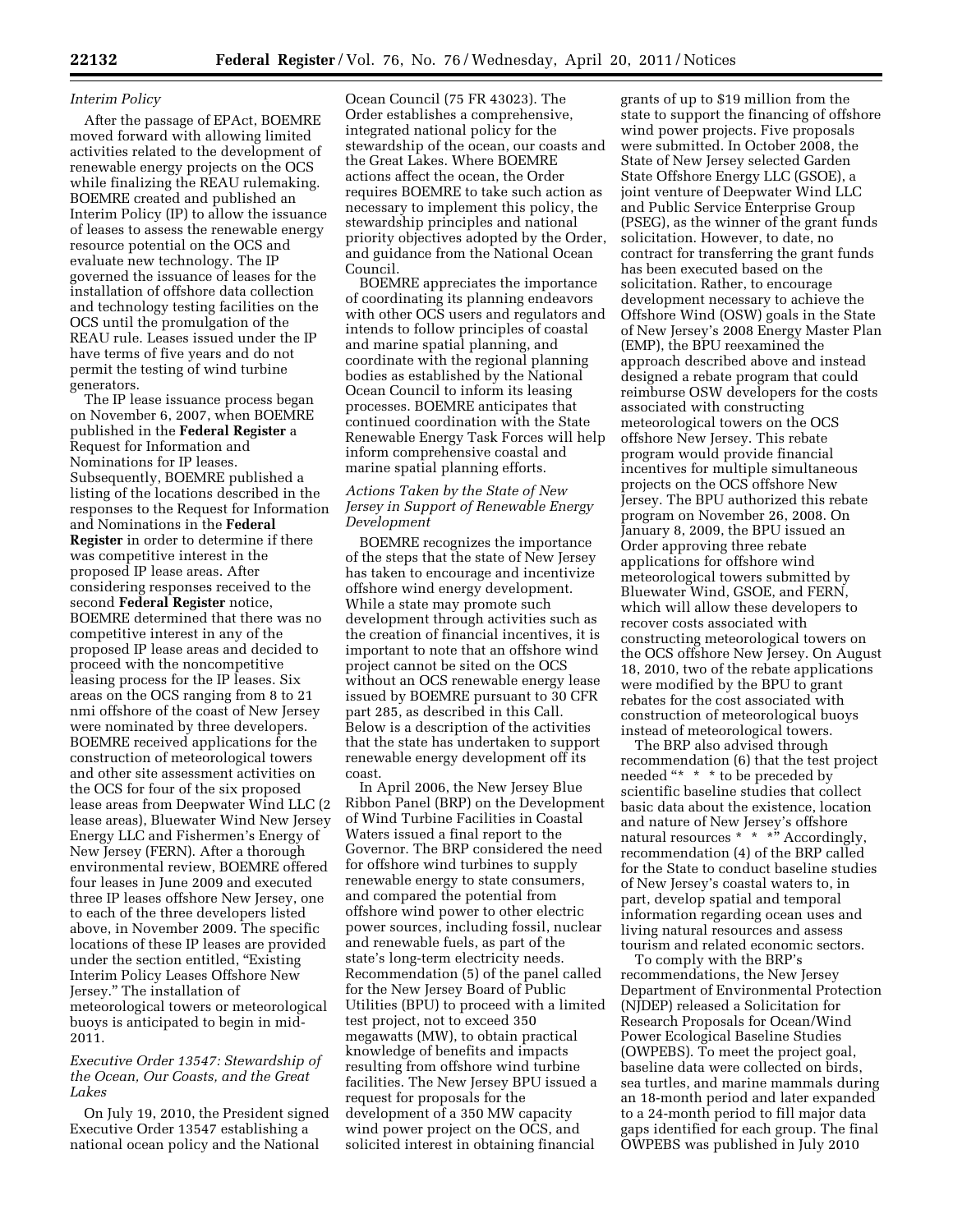*Interim Policy*

After the passage of EPAct, BOEMRE moved forward with allowing limited activities related to the development of renewable energy projects on the OCS while finalizing the REAU rulemaking. BOEMRE created and published an Interim Policy (IP) to allow the issuance of leases to assess the renewable energy resource potential on the OCS and evaluate new technology. The IP governed the issuance of leases for the installation of offshore data collection and technology testing facilities on the OCS until the promulgation of the REAU rule. Leases issued under the IP have terms of five years and do not permit the testing of wind turbine generators.

The IP lease issuance process began on November 6, 2007, when BOEMRE published in the **Federal Register** a Request for Information and Nominations for IP leases. Subsequently, BOEMRE published a listing of the locations described in the responses to the Request for Information and Nominations in the **Federal Register** in order to determine if there was competitive interest in the proposed IP lease areas. After considering responses received to the second **Federal Register** notice, BOEMRE determined that there was no competitive interest in any of the proposed IP lease areas and decided to proceed with the noncompetitive leasing process for the IP leases. Six areas on the OCS ranging from 8 to 21 nmi offshore of the coast of New Jersey were nominated by three developers. BOEMRE received applications for the construction of meteorological towers and other site assessment activities on the OCS for four of the six proposed lease areas from Deepwater Wind LLC (2 lease areas), Bluewater Wind New Jersey Energy LLC and Fishermen's Energy of New Jersey (FERN). After a thorough environmental review, BOEMRE offered four leases in June 2009 and executed three IP leases offshore New Jersey, one to each of the three developers listed above, in November 2009. The specific locations of these IP leases are provided under the section entitled, "Existing Interim Policy Leases Offshore New Jersey." The installation of meteorological towers or meteorological buoys is anticipated to begin in mid-2011.

*Executive Order 13547: Stewardship of the Ocean, Our Coasts, and the Great Lakes*

On July 19, 2010, the President signed Executive Order 13547 establishing a national ocean policy and the National Ocean Council (75 FR 43023). The Order establishes a comprehensive, integrated national policy for the stewardship of the ocean, our coasts and the Great Lakes. Where BOEMRE actions affect the ocean, the Order requires BOEMRE to take such action as necessary to implement this policy, the stewardship principles and national priority objectives adopted by the Order, and guidance from the National Ocean Council.

BOEMRE appreciates the importance of coordinating its planning endeavors with other OCS users and regulators and intends to follow principles of coastal and marine spatial planning, and coordinate with the regional planning bodies as established by the National Ocean Council to inform its leasing processes. BOEMRE anticipates that continued coordination with the State Renewable Energy Task Forces will help inform comprehensive coastal and marine spatial planning efforts.

*Actions Taken by the State of New Jersey in Support of Renewable Energy Development*

BOEMRE recognizes the importance of the steps that the state of New Jersey has taken to encourage and incentivize offshore wind energy development. While a state may promote such development through activities such as the creation of financial incentives, it is important to note that an offshore wind project cannot be sited on the OCS without an OCS renewable energy lease issued by BOEMRE pursuant to 30 CFR part 285, as described in this Call. Below is a description of the activities that the state has undertaken to support renewable energy development off its coast.

In April 2006, the New Jersey Blue Ribbon Panel (BRP) on the Development of Wind Turbine Facilities in Coastal Waters issued a final report to the Governor. The BRP considered the need for offshore wind turbines to supply renewable energy to state consumers, and compared the potential from offshore wind power to other electric power sources, including fossil, nuclear and renewable fuels, as part of the state's long-term electricity needs. Recommendation (5) of the panel called for the New Jersey Board of Public Utilities (BPU) to proceed with a limited test project, not to exceed 350 megawatts (MW), to obtain practical knowledge of benefits and impacts resulting from offshore wind turbine facilities. The New Jersey BPU issued a request for proposals for the development of a 350 MW capacity wind power project on the OCS, and solicited interest in obtaining financial grants of up to $19 million from the state to support the financing of offshore wind power projects. Five proposals were submitted. In October 2008, the State of New Jersey selected Garden State Offshore Energy LLC (GSOE), a joint venture of Deepwater Wind LLC and Public Service Enterprise Group (PSEG), as the winner of the grant funds solicitation. However, to date, no contract for transferring the grant funds has been executed based on the solicitation. Rather, to encourage development necessary to achieve the Offshore Wind (OSW) goals in the State of New Jersey's 2008 Energy Master Plan (EMP), the BPU reexamined the approach described above and instead designed a rebate program that could reimburse OSW developers for the costs associated with constructing meteorological towers on the OCS offshore New Jersey. This rebate program would provide financial incentives for multiple simultaneous projects on the OCS offshore New Jersey. The BPU authorized this rebate program on November 26, 2008. On January 8, 2009, the BPU issued an Order approving three rebate applications for offshore wind meteorological towers submitted by Bluewater Wind, GSOE, and FERN, which will allow these developers to recover costs associated with constructing meteorological towers on the OCS offshore New Jersey. On August 18, 2010, two of the rebate applications were modified by the BPU to grant rebates for the cost associated with construction of meteorological buoys instead of meteorological towers.

The BRP also advised through recommendation (6) that the test project needed "* * * to be preceded by scientific baseline studies that collect basic data about the existence, location and nature of New Jersey's offshore natural resources * * *" Accordingly, recommendation (4) of the BRP called for the State to conduct baseline studies of New Jersey's coastal waters to, in part, develop spatial and temporal information regarding ocean uses and living natural resources and assess tourism and related economic sectors.

To comply with the BRP's recommendations, the New Jersey Department of Environmental Protection (NJDEP) released a Solicitation for Research Proposals for Ocean/Wind Power Ecological Baseline Studies (OWPEBS). To meet the project goal, baseline data were collected on birds, sea turtles, and marine mammals during an 18-month period and later expanded to a 24-month period to fill major data gaps identified for each group. The final OWPEBS was published in July 2010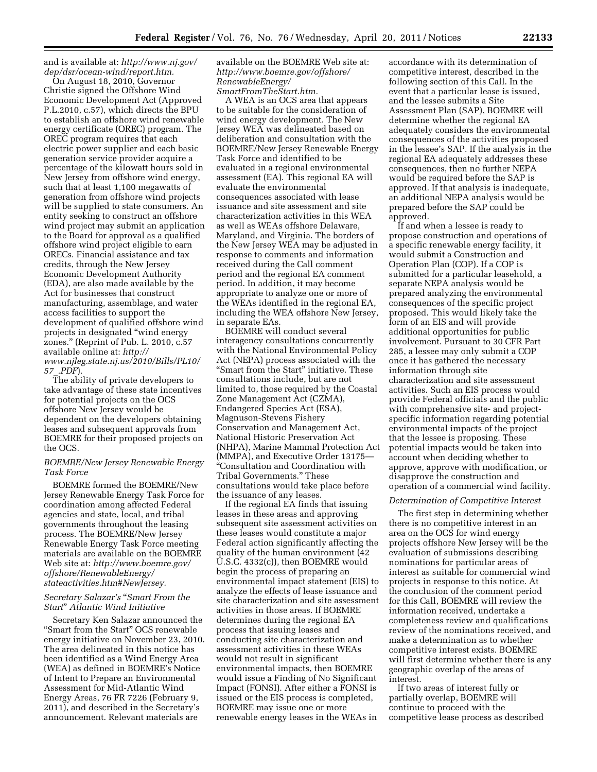and is available at: *http://www.nj.gov/dep/dsr/ocean-wind/report.htm.*

On August 18, 2010, Governor Christie signed the Offshore Wind Economic Development Act (Approved P.L.2010, c.57), which directs the BPU to establish an offshore wind renewable energy certificate (OREC) program. The OREC program requires that each electric power supplier and each basic generation service provider acquire a percentage of the kilowatt hours sold in New Jersey from offshore wind energy, such that at least 1,100 megawatts of generation from offshore wind projects will be supplied to state consumers. An entity seeking to construct an offshore wind project may submit an application to the Board for approval as a qualified offshore wind project eligible to earn ORECs. Financial assistance and tax credits, through the New Jersey Economic Development Authority (EDA), are also made available by the Act for businesses that construct manufacturing, assemblage, and water access facilities to support the development of qualified offshore wind projects in designated "wind energy zones." (Reprint of Pub. L. 2010, c.57 available online at: *http://www.njleg.state.nj.us/2010/Bills/PL10/57_.PDF*).

The ability of private developers to take advantage of these state incentives for potential projects on the OCS offshore New Jersey would be dependent on the developers obtaining leases and subsequent approvals from BOEMRE for their proposed projects on the OCS.

*BOEMRE/New Jersey Renewable Energy Task Force*

BOEMRE formed the BOEMRE/New Jersey Renewable Energy Task Force for coordination among affected Federal agencies and state, local, and tribal governments throughout the leasing process. The BOEMRE/New Jersey Renewable Energy Task Force meeting materials are available on the BOEMRE Web site at: *http://www.boemre.gov/offshore/RenewableEnergy/stateactivities.htm#NewJersey.*

*Secretary Salazar's "Smart From the Start" Atlantic Wind Initiative*

Secretary Ken Salazar announced the "Smart from the Start" OCS renewable energy initiative on November 23, 2010. The area delineated in this notice has been identified as a Wind Energy Area (WEA) as defined in BOEMRE's Notice of Intent to Prepare an Environmental Assessment for Mid-Atlantic Wind Energy Areas, 76 FR 7226 (February 9, 2011), and described in the Secretary's announcement. Relevant materials are available on the BOEMRE Web site at: *http://www.boemre.gov/offshore/RenewableEnergy/SmartFromTheStart.htm.*

A WEA is an OCS area that appears to be suitable for the consideration of wind energy development. The New Jersey WEA was delineated based on deliberation and consultation with the BOEMRE/New Jersey Renewable Energy Task Force and identified to be evaluated in a regional environmental assessment (EA). This regional EA will evaluate the environmental consequences associated with lease issuance and site assessment and site characterization activities in this WEA as well as WEAs offshore Delaware, Maryland, and Virginia. The borders of the New Jersey WEA may be adjusted in response to comments and information received during the Call comment period and the regional EA comment period. In addition, it may become appropriate to analyze one or more of the WEAs identified in the regional EA, including the WEA offshore New Jersey, in separate EAs.

BOEMRE will conduct several interagency consultations concurrently with the National Environmental Policy Act (NEPA) process associated with the "Smart from the Start" initiative. These consultations include, but are not limited to, those required by the Coastal Zone Management Act (CZMA), Endangered Species Act (ESA), Magnuson-Stevens Fishery Conservation and Management Act, National Historic Preservation Act (NHPA), Marine Mammal Protection Act (MMPA), and Executive Order 13175—"Consultation and Coordination with Tribal Governments." These consultations would take place before the issuance of any leases.

If the regional EA finds that issuing leases in these areas and approving subsequent site assessment activities on these leases would constitute a major Federal action significantly affecting the quality of the human environment (42 U.S.C. 4332(c)), then BOEMRE would begin the process of preparing an environmental impact statement (EIS) to analyze the effects of lease issuance and site characterization and site assessment activities in those areas. If BOEMRE determines during the regional EA process that issuing leases and conducting site characterization and assessment activities in these WEAs would not result in significant environmental impacts, then BOEMRE would issue a Finding of No Significant Impact (FONSI). After either a FONSI is issued or the EIS process is completed, BOEMRE may issue one or more renewable energy leases in the WEAs in accordance with its determination of competitive interest, described in the following section of this Call. In the event that a particular lease is issued, and the lessee submits a Site Assessment Plan (SAP), BOEMRE will determine whether the regional EA adequately considers the environmental consequences of the activities proposed in the lessee's SAP. If the analysis in the regional EA adequately addresses these consequences, then no further NEPA would be required before the SAP is approved. If that analysis is inadequate, an additional NEPA analysis would be prepared before the SAP could be approved.

If and when a lessee is ready to propose construction and operations of a specific renewable energy facility, it would submit a Construction and Operation Plan (COP). If a COP is submitted for a particular leasehold, a separate NEPA analysis would be prepared analyzing the environmental consequences of the specific project proposed. This would likely take the form of an EIS and will provide additional opportunities for public involvement. Pursuant to 30 CFR Part 285, a lessee may only submit a COP once it has gathered the necessary information through site characterization and site assessment activities. Such an EIS process would provide Federal officials and the public with comprehensive site- and project-specific information regarding potential environmental impacts of the project that the lessee is proposing. These potential impacts would be taken into account when deciding whether to approve, approve with modification, or disapprove the construction and operation of a commercial wind facility.

*Determination of Competitive Interest*

The first step in determining whether there is no competitive interest in an area on the OCS for wind energy projects offshore New Jersey will be the evaluation of submissions describing nominations for particular areas of interest as suitable for commercial wind projects in response to this notice. At the conclusion of the comment period for this Call, BOEMRE will review the information received, undertake a completeness review and qualifications review of the nominations received, and make a determination as to whether competitive interest exists. BOEMRE will first determine whether there is any geographic overlap of the areas of interest.

If two areas of interest fully or partially overlap, BOEMRE will continue to proceed with the competitive lease process as described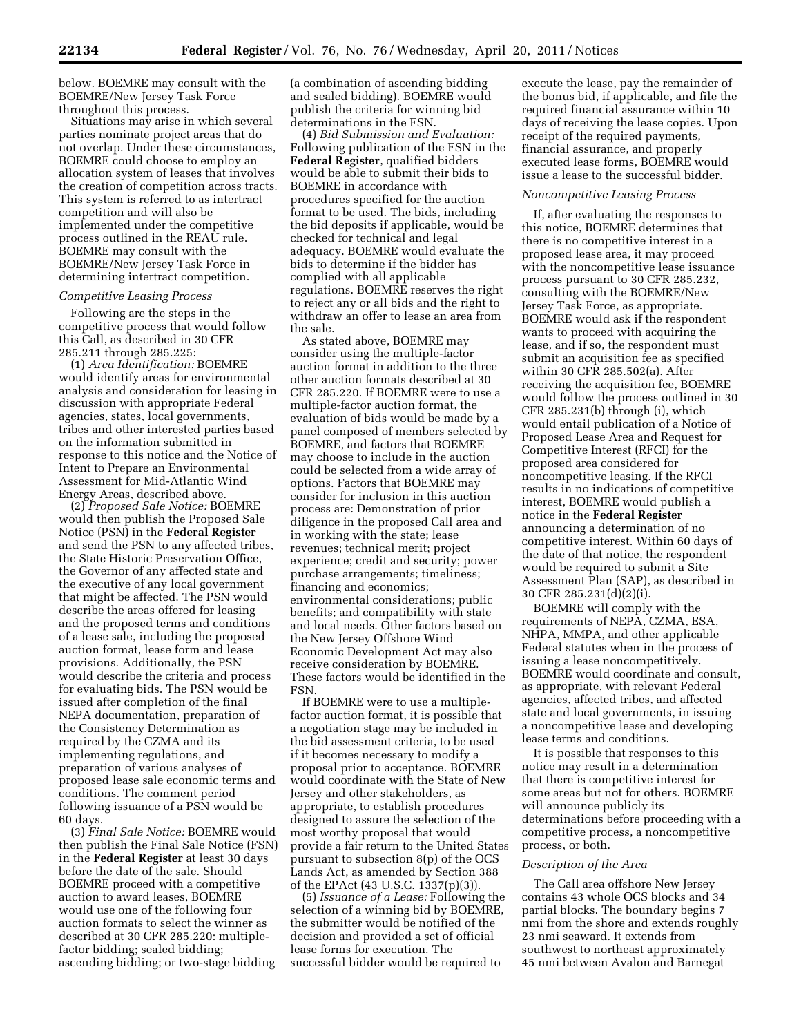below. BOEMRE may consult with the BOEMRE/New Jersey Task Force throughout this process.

Situations may arise in which several parties nominate project areas that do not overlap. Under these circumstances, BOEMRE could choose to employ an allocation system of leases that involves the creation of competition across tracts. This system is referred to as intertract competition and will also be implemented under the competitive process outlined in the REAU rule. BOEMRE may consult with the BOEMRE/New Jersey Task Force in determining intertract competition.

*Competitive Leasing Process*

Following are the steps in the competitive process that would follow this Call, as described in 30 CFR 285.211 through 285.225:

(1) *Area Identification:* BOEMRE would identify areas for environmental analysis and consideration for leasing in discussion with appropriate Federal agencies, states, local governments, tribes and other interested parties based on the information submitted in response to this notice and the Notice of Intent to Prepare an Environmental Assessment for Mid-Atlantic Wind Energy Areas, described above.

(2) *Proposed Sale Notice:* BOEMRE would then publish the Proposed Sale Notice (PSN) in the **Federal Register** and send the PSN to any affected tribes, the State Historic Preservation Office, the Governor of any affected state and the executive of any local government that might be affected. The PSN would describe the areas offered for leasing and the proposed terms and conditions of a lease sale, including the proposed auction format, lease form and lease provisions. Additionally, the PSN would describe the criteria and process for evaluating bids. The PSN would be issued after completion of the final NEPA documentation, preparation of the Consistency Determination as required by the CZMA and its implementing regulations, and preparation of various analyses of proposed lease sale economic terms and conditions. The comment period following issuance of a PSN would be 60 days.

(3) *Final Sale Notice:* BOEMRE would then publish the Final Sale Notice (FSN) in the **Federal Register** at least 30 days before the date of the sale. Should BOEMRE proceed with a competitive auction to award leases, BOEMRE would use one of the following four auction formats to select the winner as described at 30 CFR 285.220: multiple-factor bidding; sealed bidding; ascending bidding; or two-stage bidding (a combination of ascending bidding and sealed bidding). BOEMRE would publish the criteria for winning bid determinations in the FSN.

(4) *Bid Submission and Evaluation:* Following publication of the FSN in the **Federal Register**, qualified bidders would be able to submit their bids to BOEMRE in accordance with procedures specified for the auction format to be used. The bids, including the bid deposits if applicable, would be checked for technical and legal adequacy. BOEMRE would evaluate the bids to determine if the bidder has complied with all applicable regulations. BOEMRE reserves the right to reject any or all bids and the right to withdraw an offer to lease an area from the sale.

As stated above, BOEMRE may consider using the multiple-factor auction format in addition to the three other auction formats described at 30 CFR 285.220. If BOEMRE were to use a multiple-factor auction format, the evaluation of bids would be made by a panel composed of members selected by BOEMRE, and factors that BOEMRE may choose to include in the auction could be selected from a wide array of options. Factors that BOEMRE may consider for inclusion in this auction process are: Demonstration of prior diligence in the proposed Call area and in working with the state; lease revenues; technical merit; project experience; credit and security; power purchase arrangements; timeliness; financing and economics; environmental considerations; public benefits; and compatibility with state and local needs. Other factors based on the New Jersey Offshore Wind Economic Development Act may also receive consideration by BOEMRE. These factors would be identified in the FSN.

If BOEMRE were to use a multiple-factor auction format, it is possible that a negotiation stage may be included in the bid assessment criteria, to be used if it becomes necessary to modify a proposal prior to acceptance. BOEMRE would coordinate with the State of New Jersey and other stakeholders, as appropriate, to establish procedures designed to assure the selection of the most worthy proposal that would provide a fair return to the United States pursuant to subsection 8(p) of the OCS Lands Act, as amended by Section 388 of the EPAct (43 U.S.C. 1337(p)(3)).

(5) *Issuance of a Lease:* Following the selection of a winning bid by BOEMRE, the submitter would be notified of the decision and provided a set of official lease forms for execution. The successful bidder would be required to execute the lease, pay the remainder of the bonus bid, if applicable, and file the required financial assurance within 10 days of receiving the lease copies. Upon receipt of the required payments, financial assurance, and properly executed lease forms, BOEMRE would issue a lease to the successful bidder.

*Noncompetitive Leasing Process*

If, after evaluating the responses to this notice, BOEMRE determines that there is no competitive interest in a proposed lease area, it may proceed with the noncompetitive lease issuance process pursuant to 30 CFR 285.232, consulting with the BOEMRE/New Jersey Task Force, as appropriate. BOEMRE would ask if the respondent wants to proceed with acquiring the lease, and if so, the respondent must submit an acquisition fee as specified within 30 CFR 285.502(a). After receiving the acquisition fee, BOEMRE would follow the process outlined in 30 CFR 285.231(b) through (i), which would entail publication of a Notice of Proposed Lease Area and Request for Competitive Interest (RFCI) for the proposed area considered for noncompetitive leasing. If the RFCI results in no indications of competitive interest, BOEMRE would publish a notice in the **Federal Register** announcing a determination of no competitive interest. Within 60 days of the date of that notice, the respondent would be required to submit a Site Assessment Plan (SAP), as described in 30 CFR 285.231(d)(2)(i).

BOEMRE will comply with the requirements of NEPA, CZMA, ESA, NHPA, MMPA, and other applicable Federal statutes when in the process of issuing a lease noncompetitively. BOEMRE would coordinate and consult, as appropriate, with relevant Federal agencies, affected tribes, and affected state and local governments, in issuing a noncompetitive lease and developing lease terms and conditions.

It is possible that responses to this notice may result in a determination that there is competitive interest for some areas but not for others. BOEMRE will announce publicly its determinations before proceeding with a competitive process, a noncompetitive process, or both.

*Description of the Area*

The Call area offshore New Jersey contains 43 whole OCS blocks and 34 partial blocks. The boundary begins 7 nmi from the shore and extends roughly 23 nmi seaward. It extends from southwest to northeast approximately 45 nmi between Avalon and Barnegat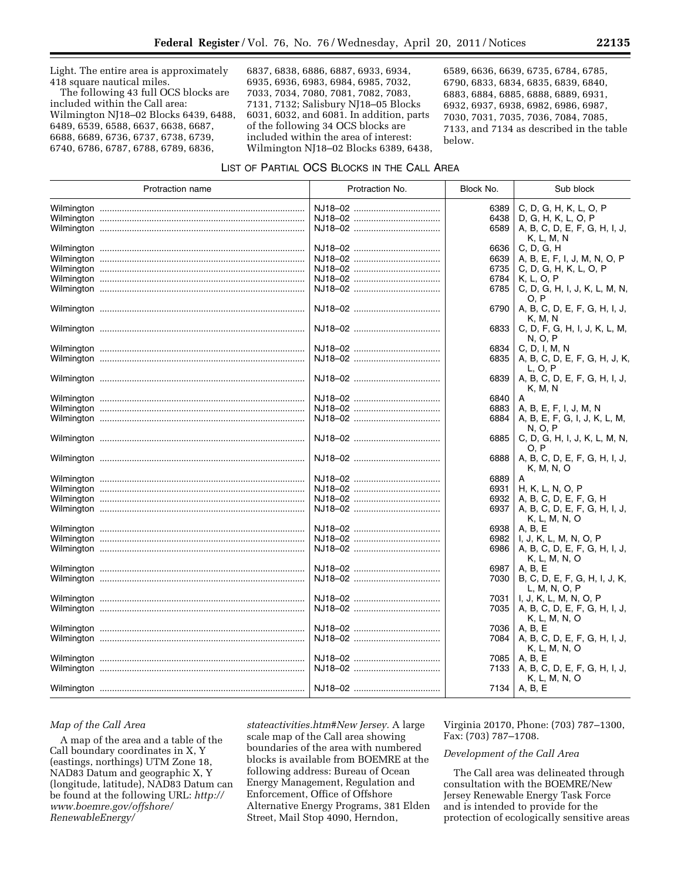Light. The entire area is approximately 418 square nautical miles.

The following 43 full OCS blocks are included within the Call area: Wilmington NJ18–02 Blocks 6439, 6488, 6489, 6539, 6588, 6637, 6638, 6687, 6688, 6689, 6736, 6737, 6738, 6739, 6740, 6786, 6787, 6788, 6789, 6836, 6837, 6838, 6886, 6887, 6933, 6934, 6935, 6936, 6983, 6984, 6985, 7032, 7033, 7034, 7080, 7081, 7082, 7083, 7131, 7132; Salisbury NJ18–05 Blocks 6031, 6032, and 6081. In addition, parts of the following 34 OCS blocks are included within the area of interest: Wilmington NJ18–02 Blocks 6389, 6438, 6589, 6636, 6639, 6735, 6784, 6785, 6790, 6833, 6834, 6835, 6839, 6840, 6883, 6884, 6885, 6888, 6889, 6931, 6932, 6937, 6938, 6982, 6986, 6987, 7030, 7031, 7035, 7036, 7084, 7085, 7133, and 7134 as described in the table below.

LIST OF PARTIAL OCS BLOCKS IN THE CALL AREA

| Protraction name | Protraction No. | Block No. | Sub block |
|---|---|---|---|
| Wilmington | NJ18–02 | 6389 | C, D, G, H, K, L, O, P |
| Wilmington | NJ18–02 | 6438 | D, G, H, K, L, O, P |
| Wilmington | NJ18–02 | 6589 | A, B, C, D, E, F, G, H, I, J, K, L, M, N |
| Wilmington | NJ18–02 | 6636 | C, D, G, H |
| Wilmington | NJ18–02 | 6639 | A, B, E, F, I, J, M, N, O, P |
| Wilmington | NJ18–02 | 6735 | C, D, G, H, K, L, O, P |
| Wilmington | NJ18–02 | 6784 | K, L, O, P |
| Wilmington | NJ18–02 | 6785 | C, D, G, H, I, J, K, L, M, N, O, P |
| Wilmington | NJ18–02 | 6790 | A, B, C, D, E, F, G, H, I, J, K, M, N |
| Wilmington | NJ18–02 | 6833 | C, D, F, G, H, I, J, K, L, M, N, O, P |
| Wilmington | NJ18–02 | 6834 | C, D, I, M, N |
| Wilmington | NJ18–02 | 6835 | A, B, C, D, E, F, G, H, J, K, L, O, P |
| Wilmington | NJ18–02 | 6839 | A, B, C, D, E, F, G, H, I, J, K, M, N |
| Wilmington | NJ18–02 | 6840 | A |
| Wilmington | NJ18–02 | 6883 | A, B, E, F, I, J, M, N |
| Wilmington | NJ18–02 | 6884 | A, B, E, F, G, I, J, K, L, M, N, O, P |
| Wilmington | NJ18–02 | 6885 | C, D, G, H, I, J, K, L, M, N, O, P |
| Wilmington | NJ18–02 | 6888 | A, B, C, D, E, F, G, H, I, J, K, M, N, O |
| Wilmington | NJ18–02 | 6889 | A |
| Wilmington | NJ18–02 | 6931 | H, K, L, N, O, P |
| Wilmington | NJ18–02 | 6932 | A, B, C, D, E, F, G, H |
| Wilmington | NJ18–02 | 6937 | A, B, C, D, E, F, G, H, I, J, K, L, M, N, O |
| Wilmington | NJ18–02 | 6938 | A, B, E |
| Wilmington | NJ18–02 | 6982 | I, J, K, L, M, N, O, P |
| Wilmington | NJ18–02 | 6986 | A, B, C, D, E, F, G, H, I, J, K, L, M, N, O |
| Wilmington | NJ18–02 | 6987 | A, B, E |
| Wilmington | NJ18–02 | 7030 | B, C, D, E, F, G, H, I, J, K, L, M, N, O, P |
| Wilmington | NJ18–02 | 7031 | I, J, K, L, M, N, O, P |
| Wilmington | NJ18–02 | 7035 | A, B, C, D, E, F, G, H, I, J, K, L, M, N, O |
| Wilmington | NJ18–02 | 7036 | A, B, E |
| Wilmington | NJ18–02 | 7084 | A, B, C, D, E, F, G, H, I, J, K, L, M, N, O |
| Wilmington | NJ18–02 | 7085 | A, B, E |
| Wilmington | NJ18–02 | 7133 | A, B, C, D, E, F, G, H, I, J, K, L, M, N, O |
| Wilmington | NJ18–02 | 7134 | A, B, E |

*Map of the Call Area*

A map of the area and a table of the Call boundary coordinates in X, Y (eastings, northings) UTM Zone 18, NAD83 Datum and geographic X, Y (longitude, latitude), NAD83 Datum can be found at the following URL: *http://www.boemre.gov/offshore/RenewableEnergy/stateactivities.htm#New Jersey.* A large scale map of the Call area showing boundaries of the area with numbered blocks is available from BOEMRE at the following address: Bureau of Ocean Energy Management, Regulation and Enforcement, Office of Offshore Alternative Energy Programs, 381 Elden Street, Mail Stop 4090, Herndon, Virginia 20170, Phone: (703) 787–1300, Fax: (703) 787–1708.

*Development of the Call Area*

The Call area was delineated through consultation with the BOEMRE/New Jersey Renewable Energy Task Force and is intended to provide for the protection of ecologically sensitive areas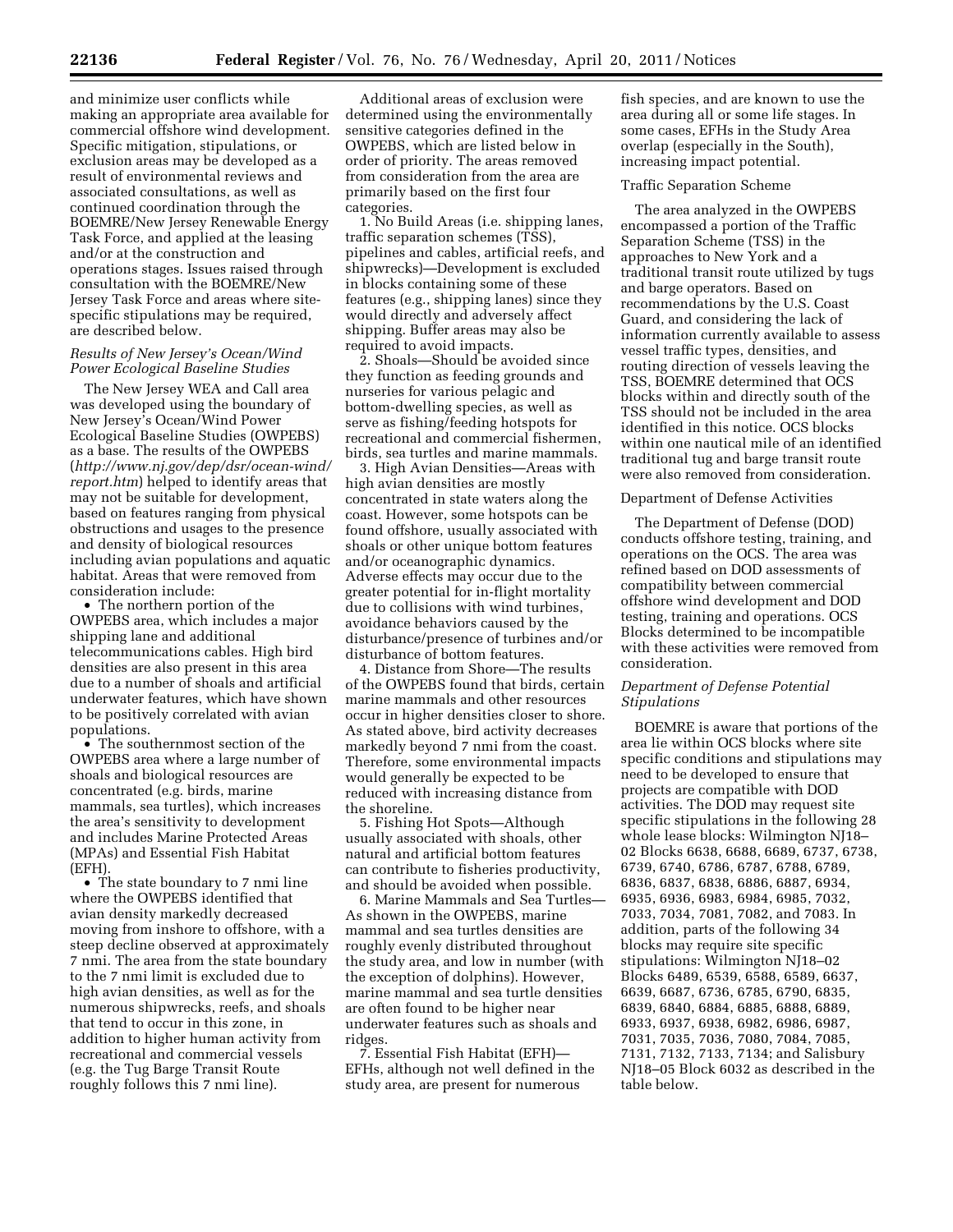and minimize user conflicts while making an appropriate area available for commercial offshore wind development. Specific mitigation, stipulations, or exclusion areas may be developed as a result of environmental reviews and associated consultations, as well as continued coordination through the BOEMRE/New Jersey Renewable Energy Task Force, and applied at the leasing and/or at the construction and operations stages. Issues raised through consultation with the BOEMRE/New Jersey Task Force and areas where site-specific stipulations may be required, are described below.

*Results of New Jersey's Ocean/Wind Power Ecological Baseline Studies*

The New Jersey WEA and Call area was developed using the boundary of New Jersey's Ocean/Wind Power Ecological Baseline Studies (OWPEBS) as a base. The results of the OWPEBS (*http://www.nj.gov/dep/dsr/ocean-wind/report.htm*) helped to identify areas that may not be suitable for development, based on features ranging from physical obstructions and usages to the presence and density of biological resources including avian populations and aquatic habitat. Areas that were removed from consideration include:

- The northern portion of the OWPEBS area, which includes a major shipping lane and additional telecommunications cables. High bird densities are also present in this area due to a number of shoals and artificial underwater features, which have shown to be positively correlated with avian populations.
- The southernmost section of the OWPEBS area where a large number of shoals and biological resources are concentrated (e.g. birds, marine mammals, sea turtles), which increases the area's sensitivity to development and includes Marine Protected Areas (MPAs) and Essential Fish Habitat (EFH).
- The state boundary to 7 nmi line where the OWPEBS identified that avian density markedly decreased moving from inshore to offshore, with a steep decline observed at approximately 7 nmi. The area from the state boundary to the 7 nmi limit is excluded due to high avian densities, as well as for the numerous shipwrecks, reefs, and shoals that tend to occur in this zone, in addition to higher human activity from recreational and commercial vessels (e.g. the Tug Barge Transit Route roughly follows this 7 nmi line).

Additional areas of exclusion were determined using the environmentally sensitive categories defined in the OWPEBS, which are listed below in order of priority. The areas removed from consideration from the area are primarily based on the first four categories.

1. No Build Areas (i.e. shipping lanes, traffic separation schemes (TSS), pipelines and cables, artificial reefs, and shipwrecks)—Development is excluded in blocks containing some of these features (e.g., shipping lanes) since they would directly and adversely affect shipping. Buffer areas may also be required to avoid impacts.
2. Shoals—Should be avoided since they function as feeding grounds and nurseries for various pelagic and bottom-dwelling species, as well as serve as fishing/feeding hotspots for recreational and commercial fishermen, birds, sea turtles and marine mammals.
3. High Avian Densities—Areas with high avian densities are mostly concentrated in state waters along the coast. However, some hotspots can be found offshore, usually associated with shoals or other unique bottom features and/or oceanographic dynamics. Adverse effects may occur due to the greater potential for in-flight mortality due to collisions with wind turbines, avoidance behaviors caused by the disturbance/presence of turbines and/or disturbance of bottom features.
4. Distance from Shore—The results of the OWPEBS found that birds, certain marine mammals and other resources occur in higher densities closer to shore. As stated above, bird activity decreases markedly beyond 7 nmi from the coast. Therefore, some environmental impacts would generally be expected to be reduced with increasing distance from the shoreline.
5. Fishing Hot Spots—Although usually associated with shoals, other natural and artificial bottom features can contribute to fisheries productivity, and should be avoided when possible.
6. Marine Mammals and Sea Turtles—As shown in the OWPEBS, marine mammal and sea turtles densities are roughly evenly distributed throughout the study area, and low in number (with the exception of dolphins). However, marine mammal and sea turtle densities are often found to be higher near underwater features such as shoals and ridges.
7. Essential Fish Habitat (EFH)—EFHs, although not well defined in the study area, are present for numerous fish species, and are known to use the area during all or some life stages. In some cases, EFHs in the Study Area overlap (especially in the South), increasing impact potential.

Traffic Separation Scheme

The area analyzed in the OWPEBS encompassed a portion of the Traffic Separation Scheme (TSS) in the approaches to New York and a traditional transit route utilized by tugs and barge operators. Based on recommendations by the U.S. Coast Guard, and considering the lack of information currently available to assess vessel traffic types, densities, and routing direction of vessels leaving the TSS, BOEMRE determined that OCS blocks within and directly south of the TSS should not be included in the area identified in this notice. OCS blocks within one nautical mile of an identified traditional tug and barge transit route were also removed from consideration.

Department of Defense Activities

The Department of Defense (DOD) conducts offshore testing, training, and operations on the OCS. The area was refined based on DOD assessments of compatibility between commercial offshore wind development and DOD testing, training and operations. OCS Blocks determined to be incompatible with these activities were removed from consideration.

*Department of Defense Potential Stipulations*

BOEMRE is aware that portions of the area lie within OCS blocks where site specific conditions and stipulations may need to be developed to ensure that projects are compatible with DOD activities. The DOD may request site specific stipulations in the following 28 whole lease blocks: Wilmington NJ18–02 Blocks 6638, 6688, 6689, 6737, 6738, 6739, 6740, 6786, 6787, 6788, 6789, 6836, 6837, 6838, 6886, 6887, 6934, 6935, 6936, 6983, 6984, 6985, 7032, 7033, 7034, 7081, 7082, and 7083. In addition, parts of the following 34 blocks may require site specific stipulations: Wilmington NJ18–02 Blocks 6489, 6539, 6588, 6589, 6637, 6639, 6687, 6736, 6785, 6790, 6835, 6839, 6840, 6884, 6885, 6888, 6889, 6933, 6937, 6938, 6982, 6986, 6987, 7031, 7035, 7036, 7080, 7084, 7085, 7131, 7132, 7133, 7134; and Salisbury NJ18–05 Block 6032 as described in the table below.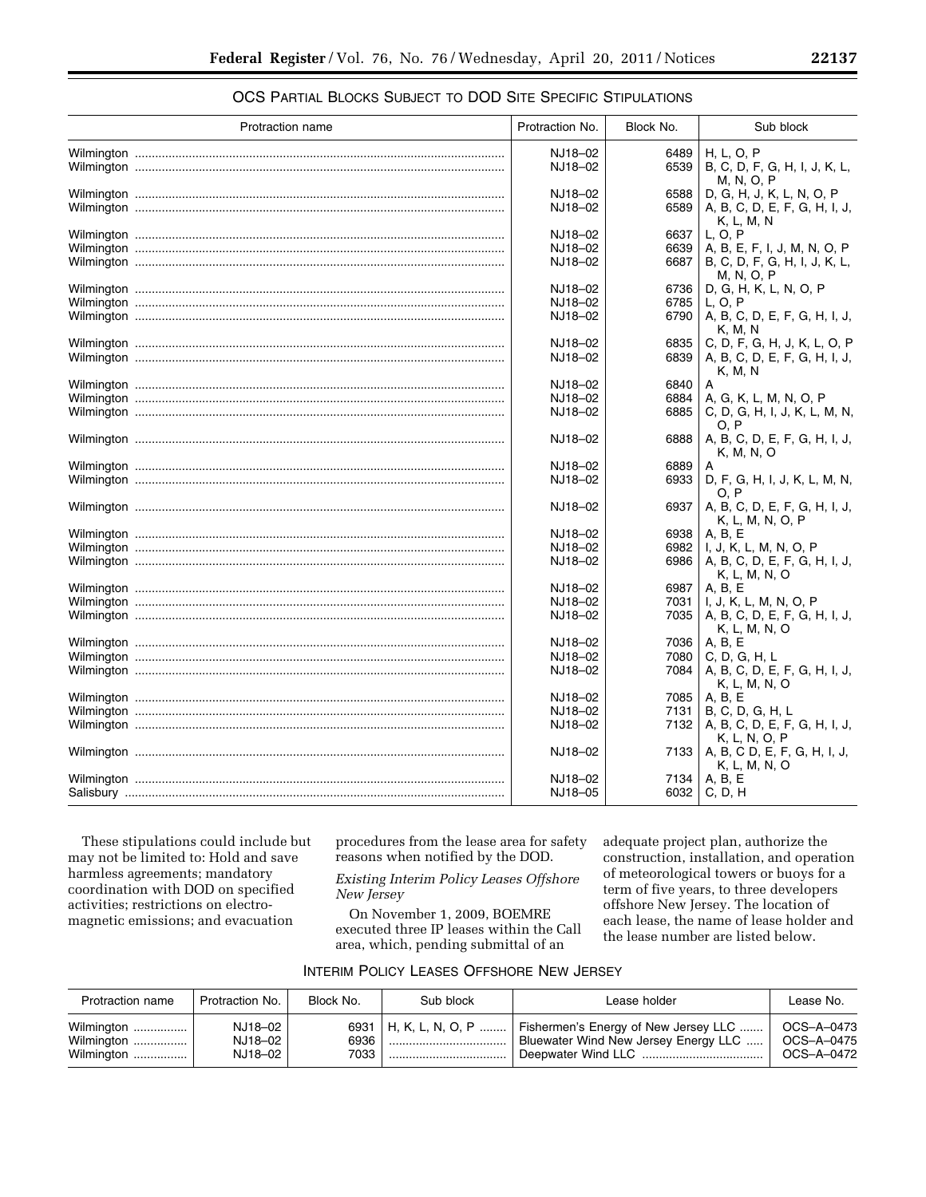OCS Partial Blocks Subject to DOD Site Specific Stipulations

| Protraction name | Protraction No. | Block No. | Sub block |
|---|---|---|---|
| Wilmington | NJ18–02 | 6489 | H, L, O, P |
| Wilmington | NJ18–02 | 6539 | B, C, D, F, G, H, I, J, K, L, M, N, O, P |
| Wilmington | NJ18–02 | 6588 | D, G, H, J, K, L, N, O, P |
| Wilmington | NJ18–02 | 6589 | A, B, C, D, E, F, G, H, I, J, K, L, M, N |
| Wilmington | NJ18–02 | 6637 | L, O, P |
| Wilmington | NJ18–02 | 6639 | A, B, E, F, I, J, M, N, O, P |
| Wilmington | NJ18–02 | 6687 | B, C, D, F, G, H, I, J, K, L, M, N, O, P |
| Wilmington | NJ18–02 | 6736 | D, G, H, K, L, N, O, P |
| Wilmington | NJ18–02 | 6785 | L, O, P |
| Wilmington | NJ18–02 | 6790 | A, B, C, D, E, F, G, H, I, J, K, M, N |
| Wilmington | NJ18–02 | 6835 | C, D, F, G, H, J, K, L, O, P |
| Wilmington | NJ18–02 | 6839 | A, B, C, D, E, F, G, H, I, J, K, M, N |
| Wilmington | NJ18–02 | 6840 | A |
| Wilmington | NJ18–02 | 6884 | A, G, K, L, M, N, O, P |
| Wilmington | NJ18–02 | 6885 | C, D, G, H, I, J, K, L, M, N, O, P |
| Wilmington | NJ18–02 | 6888 | A, B, C, D, E, F, G, H, I, J, K, M, N, O |
| Wilmington | NJ18–02 | 6889 | A |
| Wilmington | NJ18–02 | 6933 | D, F, G, H, I, J, K, L, M, N, O, P |
| Wilmington | NJ18–02 | 6937 | A, B, C, D, E, F, G, H, I, J, K, L, M, N, O, P |
| Wilmington | NJ18–02 | 6938 | A, B, E |
| Wilmington | NJ18–02 | 6982 | I, J, K, L, M, N, O, P |
| Wilmington | NJ18–02 | 6986 | A, B, C, D, E, F, G, H, I, J, K, L, M, N, O |
| Wilmington | NJ18–02 | 6987 | A, B, E |
| Wilmington | NJ18–02 | 7031 | I, J, K, L, M, N, O, P |
| Wilmington | NJ18–02 | 7035 | A, B, C, D, E, F, G, H, I, J, K, L, M, N, O |
| Wilmington | NJ18–02 | 7036 | A, B, E |
| Wilmington | NJ18–02 | 7080 | C, D, G, H, L |
| Wilmington | NJ18–02 | 7084 | A, B, C, D, E, F, G, H, I, J, K, L, M, N, O |
| Wilmington | NJ18–02 | 7085 | A, B, E |
| Wilmington | NJ18–02 | 7131 | B, C, D, G, H, L |
| Wilmington | NJ18–02 | 7132 | A, B, C, D, E, F, G, H, I, J, K, L, N, O, P |
| Wilmington | NJ18–02 | 7133 | A, B, C D, E, F, G, H, I, J, K, L, M, N, O |
| Wilmington | NJ18–02 | 7134 | A, B, E |
| Salisbury | NJ18–05 | 6032 | C, D, H |

These stipulations could include but may not be limited to: Hold and save harmless agreements; mandatory coordination with DOD on specified activities; restrictions on electro-magnetic emissions; and evacuation procedures from the lease area for safety reasons when notified by the DOD.

*Existing Interim Policy Leases Offshore New Jersey*

On November 1, 2009, BOEMRE executed three IP leases within the Call area, which, pending submittal of an adequate project plan, authorize the construction, installation, and operation of meteorological towers or buoys for a term of five years, to three developers offshore New Jersey. The location of each lease, the name of lease holder and the lease number are listed below.

Interim Policy Leases Offshore New Jersey

| Protraction name | Protraction No. | Block No. | Sub block | Lease holder | Lease No. |
|---|---|---|---|---|---|
| Wilmington | NJ18–02 | 6931 | H, K, L, N, O, P | Fishermen's Energy of New Jersey LLC | OCS–A–0473 |
| Wilmington | NJ18–02 | 6936 | | Bluewater Wind New Jersey Energy LLC | OCS–A–0475 |
| Wilmington | NJ18–02 | 7033 | | Deepwater Wind LLC | OCS–A–0472 |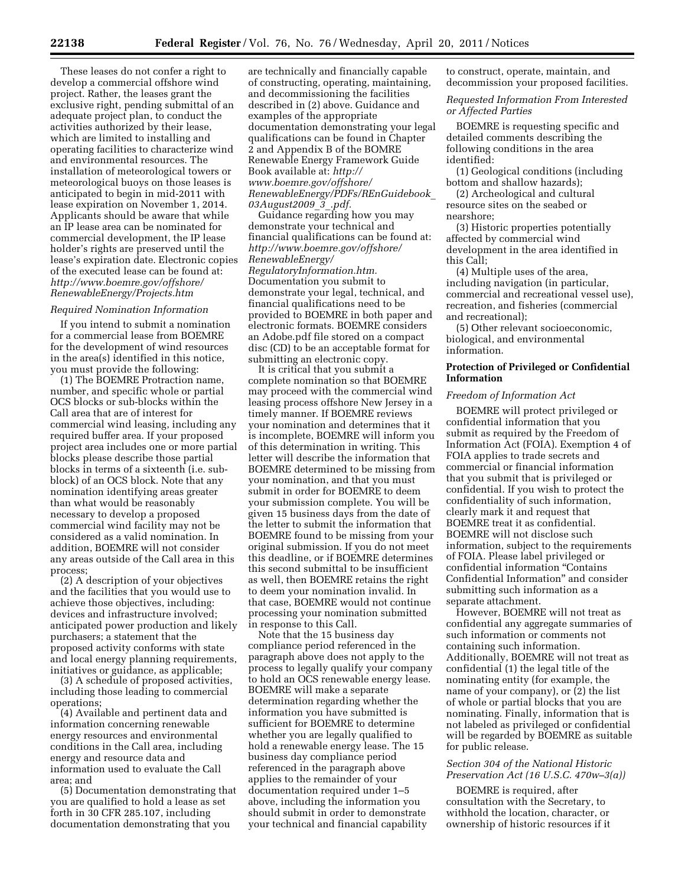These leases do not confer a right to develop a commercial offshore wind project. Rather, the leases grant the exclusive right, pending submittal of an adequate project plan, to conduct the activities authorized by their lease, which are limited to installing and operating facilities to characterize wind and environmental resources. The installation of meteorological towers or meteorological buoys on those leases is anticipated to begin in mid-2011 with lease expiration on November 1, 2014. Applicants should be aware that while an IP lease area can be nominated for commercial development, the IP lease holder's rights are preserved until the lease's expiration date. Electronic copies of the executed lease can be found at: *http://www.boemre.gov/offshore/RenewableEnergy/Projects.htm*

*Required Nomination Information*

If you intend to submit a nomination for a commercial lease from BOEMRE for the development of wind resources in the area(s) identified in this notice, you must provide the following:

(1) The BOEMRE Protraction name, number, and specific whole or partial OCS blocks or sub-blocks within the Call area that are of interest for commercial wind leasing, including any required buffer area. If your proposed project area includes one or more partial blocks please describe those partial blocks in terms of a sixteenth (i.e. sub-block) of an OCS block. Note that any nomination identifying areas greater than what would be reasonably necessary to develop a proposed commercial wind facility may not be considered as a valid nomination. In addition, BOEMRE will not consider any areas outside of the Call area in this process;

(2) A description of your objectives and the facilities that you would use to achieve those objectives, including: devices and infrastructure involved; anticipated power production and likely purchasers; a statement that the proposed activity conforms with state and local energy planning requirements, initiatives or guidance, as applicable;

(3) A schedule of proposed activities, including those leading to commercial operations;

(4) Available and pertinent data and information concerning renewable energy resources and environmental conditions in the Call area, including energy and resource data and information used to evaluate the Call area; and

(5) Documentation demonstrating that you are qualified to hold a lease as set forth in 30 CFR 285.107, including documentation demonstrating that you are technically and financially capable of constructing, operating, maintaining, and decommissioning the facilities described in (2) above. Guidance and examples of the appropriate documentation demonstrating your legal qualifications can be found in Chapter 2 and Appendix B of the BOMRE Renewable Energy Framework Guide Book available at: *http://www.boemre.gov/offshore/RenewableEnergy/PDFs/REnGuidebook_03August2009_3_.pdf.*

Guidance regarding how you may demonstrate your technical and financial qualifications can be found at: *http://www.boemre.gov/offshore/RenewableEnergy/RegulatoryInformation.htm.* Documentation you submit to demonstrate your legal, technical, and financial qualifications need to be provided to BOEMRE in both paper and electronic formats. BOEMRE considers an Adobe.pdf file stored on a compact disc (CD) to be an acceptable format for submitting an electronic copy.

It is critical that you submit a complete nomination so that BOEMRE may proceed with the commercial wind leasing process offshore New Jersey in a timely manner. If BOEMRE reviews your nomination and determines that it is incomplete, BOEMRE will inform you of this determination in writing. This letter will describe the information that BOEMRE determined to be missing from your nomination, and that you must submit in order for BOEMRE to deem your submission complete. You will be given 15 business days from the date of the letter to submit the information that BOEMRE found to be missing from your original submission. If you do not meet this deadline, or if BOEMRE determines this second submittal to be insufficient as well, then BOEMRE retains the right to deem your nomination invalid. In that case, BOEMRE would not continue processing your nomination submitted in response to this Call.

Note that the 15 business day compliance period referenced in the paragraph above does not apply to the process to legally qualify your company to hold an OCS renewable energy lease. BOEMRE will make a separate determination regarding whether the information you have submitted is sufficient for BOEMRE to determine whether you are legally qualified to hold a renewable energy lease. The 15 business day compliance period referenced in the paragraph above applies to the remainder of your documentation required under 1–5 above, including the information you should submit in order to demonstrate your technical and financial capability to construct, operate, maintain, and decommission your proposed facilities.

*Requested Information From Interested or Affected Parties*

BOEMRE is requesting specific and detailed comments describing the following conditions in the area identified:

(1) Geological conditions (including bottom and shallow hazards);

(2) Archeological and cultural resource sites on the seabed or nearshore;

(3) Historic properties potentially affected by commercial wind development in the area identified in this Call;

(4) Multiple uses of the area, including navigation (in particular, commercial and recreational vessel use), recreation, and fisheries (commercial and recreational);

(5) Other relevant socioeconomic, biological, and environmental information.

**Protection of Privileged or Confidential Information**

*Freedom of Information Act*

BOEMRE will protect privileged or confidential information that you submit as required by the Freedom of Information Act (FOIA). Exemption 4 of FOIA applies to trade secrets and commercial or financial information that you submit that is privileged or confidential. If you wish to protect the confidentiality of such information, clearly mark it and request that BOEMRE treat it as confidential. BOEMRE will not disclose such information, subject to the requirements of FOIA. Please label privileged or confidential information "Contains Confidential Information" and consider submitting such information as a separate attachment.

However, BOEMRE will not treat as confidential any aggregate summaries of such information or comments not containing such information. Additionally, BOEMRE will not treat as confidential (1) the legal title of the nominating entity (for example, the name of your company), or (2) the list of whole or partial blocks that you are nominating. Finally, information that is not labeled as privileged or confidential will be regarded by BOEMRE as suitable for public release.

*Section 304 of the National Historic Preservation Act (16 U.S.C. 470w–3(a))*

BOEMRE is required, after consultation with the Secretary, to withhold the location, character, or ownership of historic resources if it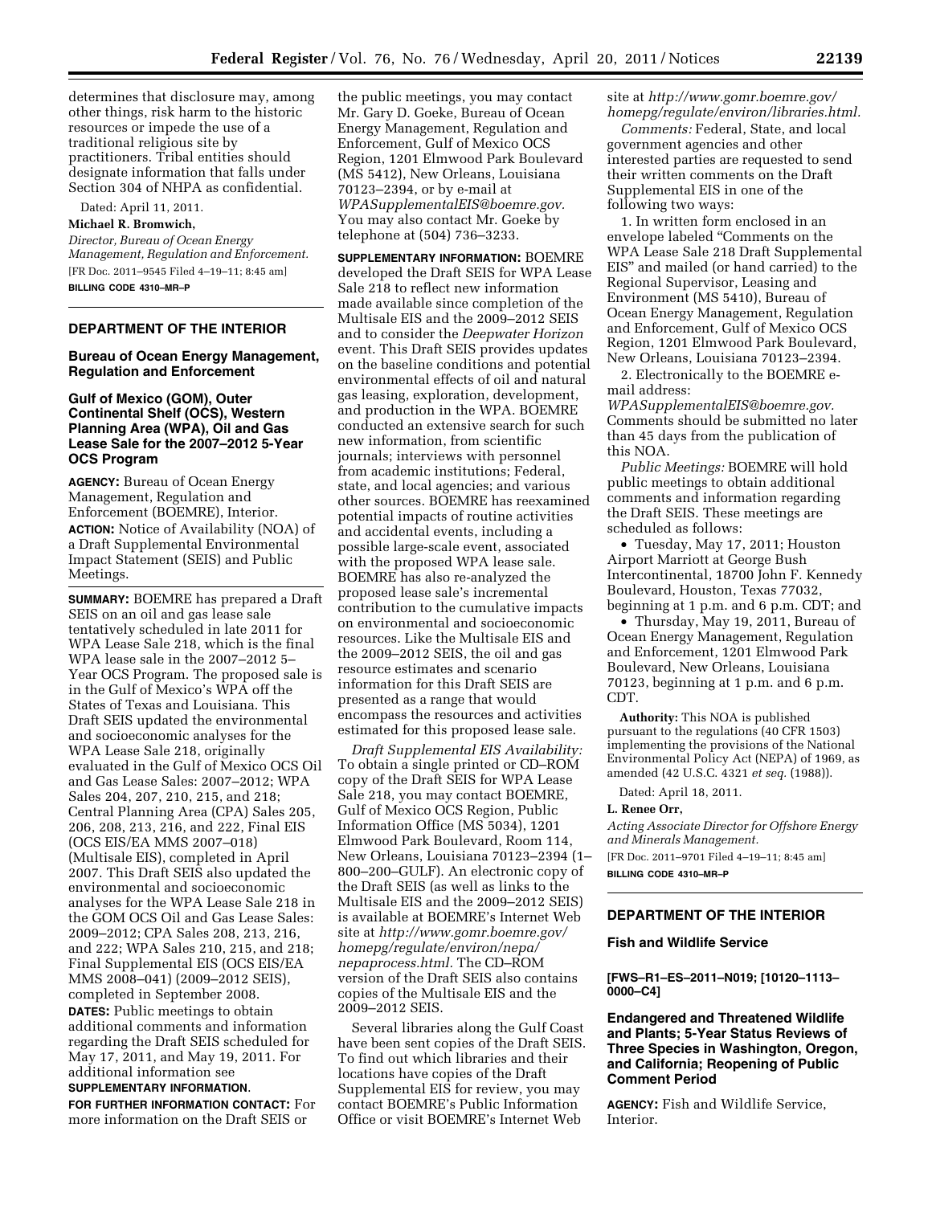determines that disclosure may, among other things, risk harm to the historic resources or impede the use of a traditional religious site by practitioners. Tribal entities should designate information that falls under Section 304 of NHPA as confidential.

Dated: April 11, 2011.

**Michael R. Bromwich,**

*Director, Bureau of Ocean Energy Management, Regulation and Enforcement.*

[FR Doc. 2011–9545 Filed 4–19–11; 8:45 am]

**BILLING CODE 4310–MR–P**

## DEPARTMENT OF THE INTERIOR

### Bureau of Ocean Energy Management, Regulation and Enforcement

### Gulf of Mexico (GOM), Outer Continental Shelf (OCS), Western Planning Area (WPA), Oil and Gas Lease Sale for the 2007–2012 5-Year OCS Program

**AGENCY:** Bureau of Ocean Energy Management, Regulation and Enforcement (BOEMRE), Interior.

**ACTION:** Notice of Availability (NOA) of a Draft Supplemental Environmental Impact Statement (SEIS) and Public Meetings.

**SUMMARY:** BOEMRE has prepared a Draft SEIS on an oil and gas lease sale tentatively scheduled in late 2011 for WPA Lease Sale 218, which is the final WPA lease sale in the 2007–2012 5–Year OCS Program. The proposed sale is in the Gulf of Mexico's WPA off the States of Texas and Louisiana. This Draft SEIS updated the environmental and socioeconomic analyses for the WPA Lease Sale 218, originally evaluated in the Gulf of Mexico OCS Oil and Gas Lease Sales: 2007–2012; WPA Sales 204, 207, 210, 215, and 218; Central Planning Area (CPA) Sales 205, 206, 208, 213, 216, and 222, Final EIS (OCS EIS/EA MMS 2007–018) (Multisale EIS), completed in April 2007. This Draft SEIS also updated the environmental and socioeconomic analyses for the WPA Lease Sale 218 in the GOM OCS Oil and Gas Lease Sales: 2009–2012; CPA Sales 208, 213, 216, and 222; WPA Sales 210, 215, and 218; Final Supplemental EIS (OCS EIS/EA MMS 2008–041) (2009–2012 SEIS), completed in September 2008.

**DATES:** Public meetings to obtain additional comments and information regarding the Draft SEIS scheduled for May 17, 2011, and May 19, 2011. For additional information see **SUPPLEMENTARY INFORMATION**.

**FOR FURTHER INFORMATION CONTACT:** For more information on the Draft SEIS or the public meetings, you may contact Mr. Gary D. Goeke, Bureau of Ocean Energy Management, Regulation and Enforcement, Gulf of Mexico OCS Region, 1201 Elmwood Park Boulevard (MS 5412), New Orleans, Louisiana 70123–2394, or by e-mail at *WPASupplementalEIS@boemre.gov*. You may also contact Mr. Goeke by telephone at (504) 736–3233.

**SUPPLEMENTARY INFORMATION:** BOEMRE developed the Draft SEIS for WPA Lease Sale 218 to reflect new information made available since completion of the Multisale EIS and the 2009–2012 SEIS and to consider the *Deepwater Horizon* event. This Draft SEIS provides updates on the baseline conditions and potential environmental effects of oil and natural gas leasing, exploration, development, and production in the WPA. BOEMRE conducted an extensive search for such new information, from scientific journals; interviews with personnel from academic institutions; Federal, state, and local agencies; and various other sources. BOEMRE has reexamined potential impacts of routine activities and accidental events, including a possible large-scale event, associated with the proposed WPA lease sale. BOEMRE has also re-analyzed the proposed lease sale's incremental contribution to the cumulative impacts on environmental and socioeconomic resources. Like the Multisale EIS and the 2009–2012 SEIS, the oil and gas resource estimates and scenario information for this Draft SEIS are presented as a range that would encompass the resources and activities estimated for this proposed lease sale.

*Draft Supplemental EIS Availability:* To obtain a single printed or CD–ROM copy of the Draft SEIS for WPA Lease Sale 218, you may contact BOEMRE, Gulf of Mexico OCS Region, Public Information Office (MS 5034), 1201 Elmwood Park Boulevard, Room 114, New Orleans, Louisiana 70123–2394 (1–800–200–GULF). An electronic copy of the Draft SEIS (as well as links to the Multisale EIS and the 2009–2012 SEIS) is available at BOEMRE's Internet Web site at *http://www.gomr.boemre.gov/homepg/regulate/environ/nepa/nepaprocess.html*. The CD–ROM version of the Draft SEIS also contains copies of the Multisale EIS and the 2009–2012 SEIS.

Several libraries along the Gulf Coast have been sent copies of the Draft SEIS. To find out which libraries and their locations have copies of the Draft Supplemental EIS for review, you may contact BOEMRE's Public Information Office or visit BOEMRE's Internet Web site at *http://www.gomr.boemre.gov/homepg/regulate/environ/libraries.html*.

*Comments:* Federal, State, and local government agencies and other interested parties are requested to send their written comments on the Draft Supplemental EIS in one of the following two ways:

1. In written form enclosed in an envelope labeled "Comments on the WPA Lease Sale 218 Draft Supplemental EIS" and mailed (or hand carried) to the Regional Supervisor, Leasing and Environment (MS 5410), Bureau of Ocean Energy Management, Regulation and Enforcement, Gulf of Mexico OCS Region, 1201 Elmwood Park Boulevard, New Orleans, Louisiana 70123–2394.

2. Electronically to the BOEMRE e-mail address: *WPASupplementalEIS@boemre.gov*. Comments should be submitted no later than 45 days from the publication of this NOA.

*Public Meetings:* BOEMRE will hold public meetings to obtain additional comments and information regarding the Draft SEIS. These meetings are scheduled as follows:

- Tuesday, May 17, 2011; Houston Airport Marriott at George Bush Intercontinental, 18700 John F. Kennedy Boulevard, Houston, Texas 77032, beginning at 1 p.m. and 6 p.m. CDT; and
- Thursday, May 19, 2011, Bureau of Ocean Energy Management, Regulation and Enforcement, 1201 Elmwood Park Boulevard, New Orleans, Louisiana 70123, beginning at 1 p.m. and 6 p.m. CDT.

**Authority:** This NOA is published pursuant to the regulations (40 CFR 1503) implementing the provisions of the National Environmental Policy Act (NEPA) of 1969, as amended (42 U.S.C. 4321 *et seq.* (1988)).

Dated: April 18, 2011.

**L. Renee Orr,**

*Acting Associate Director for Offshore Energy and Minerals Management.*

[FR Doc. 2011–9701 Filed 4–19–11; 8:45 am]

**BILLING CODE 4310–MR–P**

## DEPARTMENT OF THE INTERIOR

### Fish and Wildlife Service

**[FWS–R1–ES–2011–N019; [10120–1113–0000–C4]**

### Endangered and Threatened Wildlife and Plants; 5-Year Status Reviews of Three Species in Washington, Oregon, and California; Reopening of Public Comment Period

**AGENCY:** Fish and Wildlife Service, Interior.